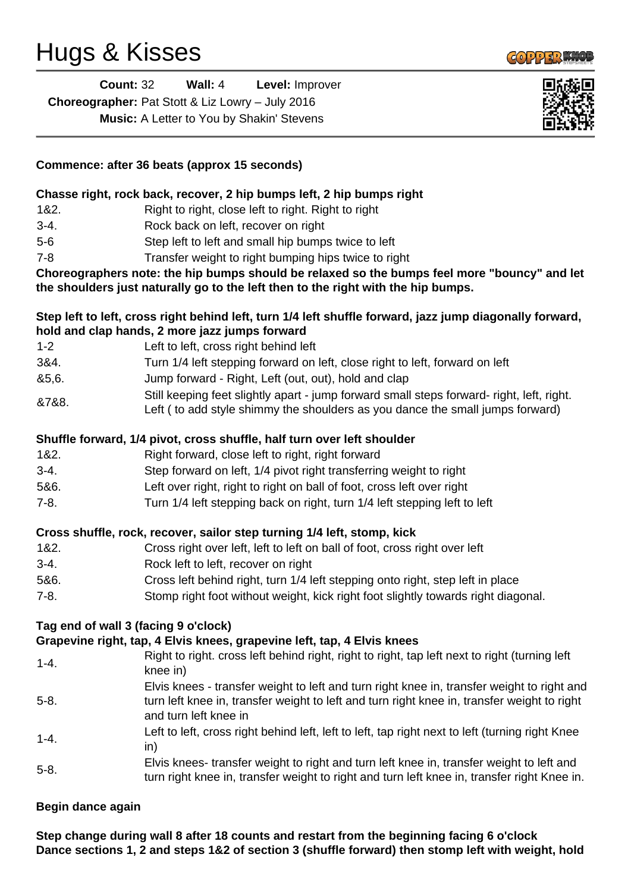# Hugs & Kisses

**Count:** 32 **Wall:** 4 **Level:** Improver
**Choreographer:** Pat Stott & Liz Lowry – July 2016
**Music:** A Letter to You by Shakin' Stevens

**Commence: after 36 beats (approx 15 seconds)**

**Chasse right, rock back, recover, 2 hip bumps left, 2 hip bumps right**

| | |
|---|---|
| 1&2. | Right to right, close left to right. Right to right |
| 3-4. | Rock back on left, recover on right |
| 5-6 | Step left to left and small hip bumps twice to left |
| 7-8 | Transfer weight to right bumping hips twice to right |

**Choreographers note: the hip bumps should be relaxed so the bumps feel more "bouncy" and let the shoulders just naturally go to the left then to the right with the hip bumps.**

**Step left to left, cross right behind left, turn 1/4 left shuffle forward, jazz jump diagonally forward, hold and clap hands, 2 more jazz jumps forward**

| | |
|---|---|
| 1-2 | Left to left, cross right behind left |
| 3&4. | Turn 1/4 left stepping forward on left, close right to left, forward on left |
| &5,6. | Jump forward - Right, Left (out, out), hold and clap |
| &7&8. | Still keeping feet slightly apart - jump forward small steps forward- right, left, right. Left ( to add style shimmy the shoulders as you dance the small jumps forward) |

**Shuffle forward, 1/4 pivot, cross shuffle, half turn over left shoulder**

| | |
|---|---|
| 1&2. | Right forward, close left to right, right forward |
| 3-4. | Step forward on left, 1/4 pivot right transferring weight to right |
| 5&6. | Left over right, right to right on ball of foot, cross left over right |
| 7-8. | Turn 1/4 left stepping back on right, turn 1/4 left stepping left to left |

**Cross shuffle, rock, recover, sailor step turning 1/4 left, stomp, kick**

| | |
|---|---|
| 1&2. | Cross right over left, left to left on ball of foot, cross right over left |
| 3-4. | Rock left to left, recover on right |
| 5&6. | Cross left behind right, turn 1/4 left stepping onto right, step left in place |
| 7-8. | Stomp right foot without weight, kick right foot slightly towards right diagonal. |

**Tag end of wall 3 (facing 9 o'clock)**
**Grapevine right, tap, 4 Elvis knees, grapevine left, tap, 4 Elvis knees**

| | |
|---|---|
| 1-4. | Right to right. cross left behind right, right to right, tap left next to right (turning left knee in) |
| 5-8. | Elvis knees - transfer weight to left and turn right knee in, transfer weight to right and turn left knee in, transfer weight to left and turn right knee in, transfer weight to right and turn left knee in |
| 1-4. | Left to left, cross right behind left, left to left, tap right next to left (turning right Knee in) |
| 5-8. | Elvis knees- transfer weight to right and turn left knee in, transfer weight to left and turn right knee in, transfer weight to right and turn left knee in, transfer right Knee in. |

**Begin dance again**

**Step change during wall 8 after 18 counts and restart from the beginning facing 6 o'clock**
**Dance sections 1, 2 and steps 1&2 of section 3 (shuffle forward) then stomp left with weight, hold**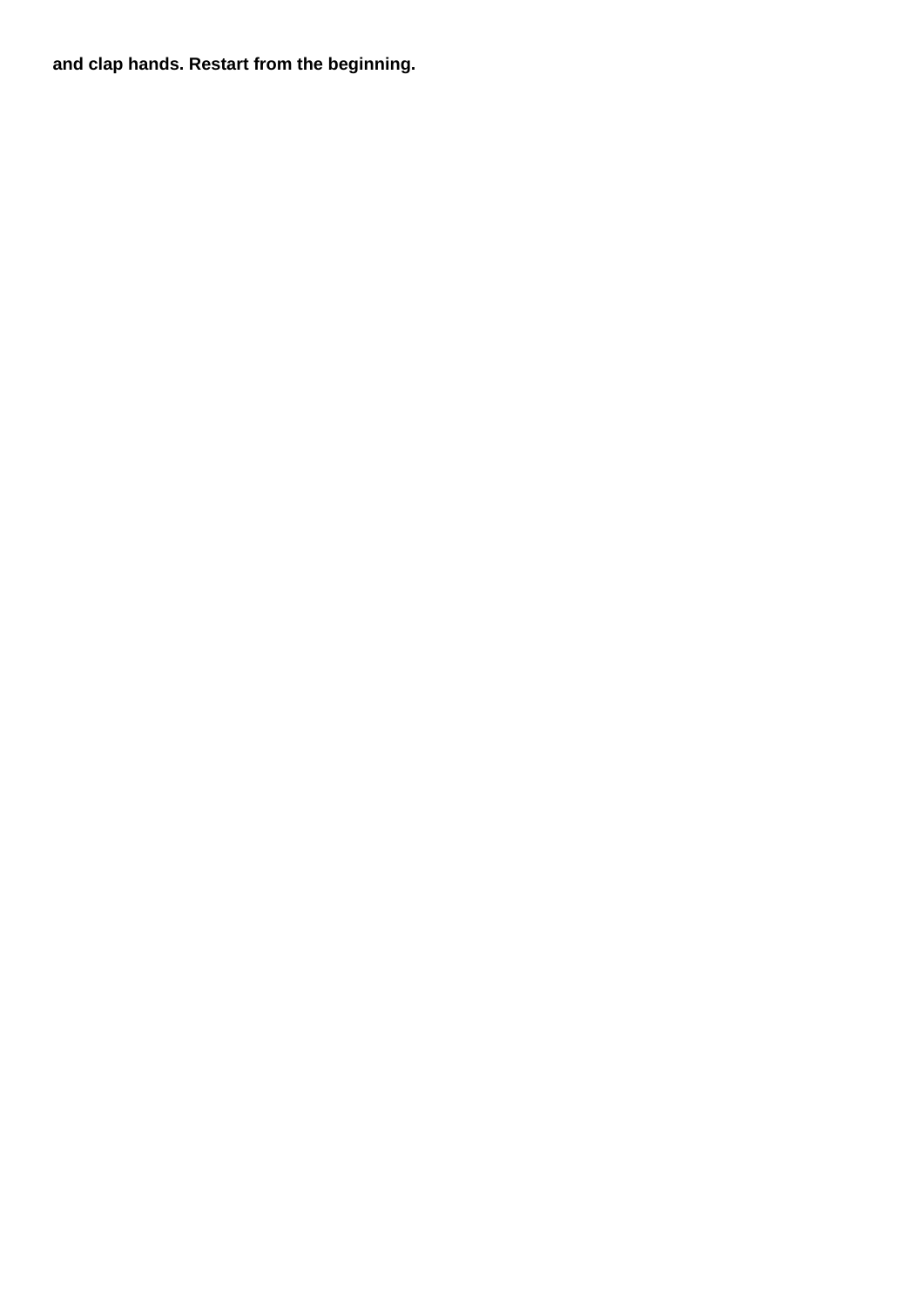**and clap hands. Restart from the beginning.**